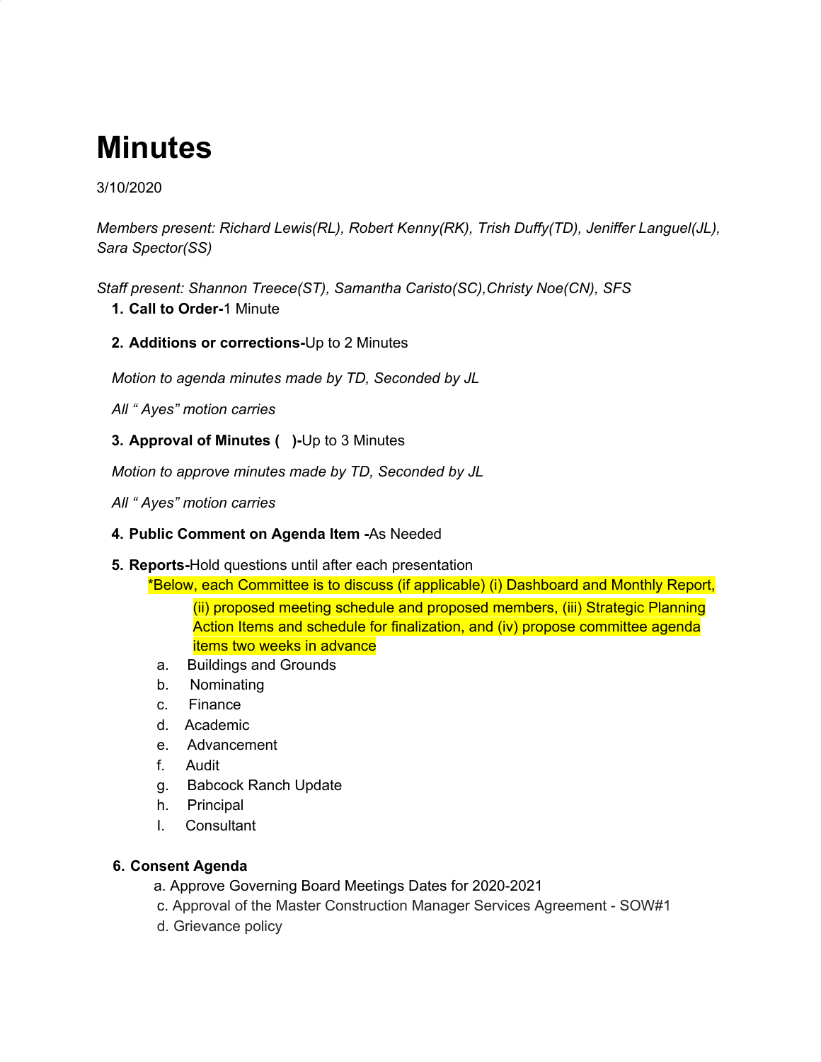# Minutes

3/10/2020

*Members present: Richard Lewis(RL), Robert Kenny(RK), Trish Duffy(TD), Jeniffer Languel(JL), Sara Spector(SS)*

*Staff present: Shannon Treece(ST), Samantha Caristo(SC),Christy Noe(CN), SFS*

1. **Call to Order-**1 Minute

2. **Additions or corrections-**Up to 2 Minutes

   *Motion to agenda minutes made by TD, Seconded by JL*

   *All " Ayes" motion carries*

3. **Approval of Minutes (   )-**Up to 3 Minutes

   *Motion to approve minutes made by TD, Seconded by JL*

   *All " Ayes" motion carries*

4. **Public Comment on Agenda Item -**As Needed

5. **Reports-**Hold questions until after each presentation

   *Below, each Committee is to discuss (if applicable) (i) Dashboard and Monthly Report, (ii) proposed meeting schedule and proposed members, (iii) Strategic Planning Action Items and schedule for finalization, and (iv) propose committee agenda items two weeks in advance

   a. Buildings and Grounds
   b. Nominating
   c. Finance
   d. Academic
   e. Advancement
   f. Audit
   g. Babcock Ranch Update
   h. Principal
   I. Consultant

6. **Consent Agenda**

   a. Approve Governing Board Meetings Dates for 2020-2021
   c. Approval of the Master Construction Manager Services Agreement - SOW#1
   d. Grievance policy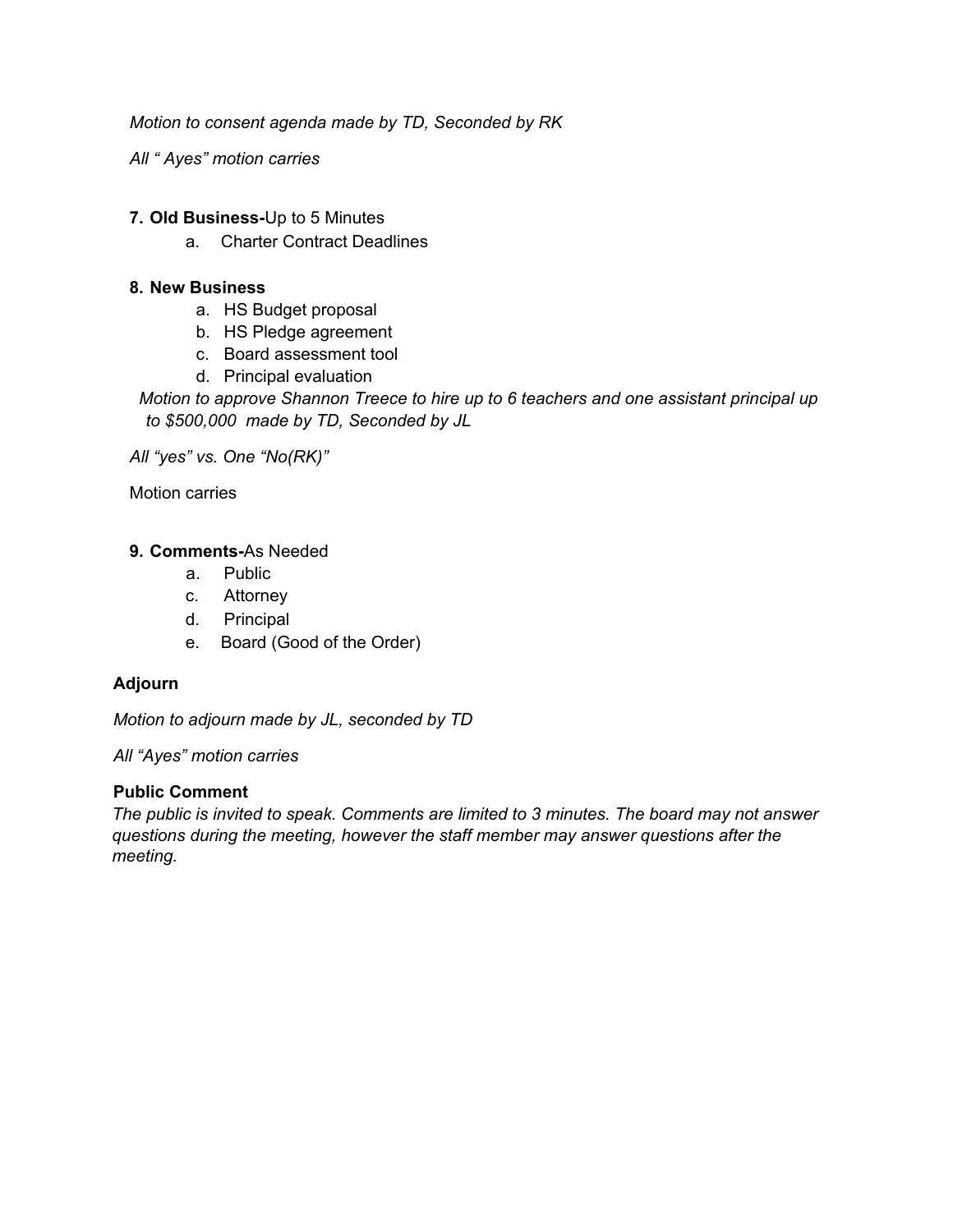*Motion to consent agenda made by TD, Seconded by RK*

*All " Ayes" motion carries*

7. **Old Business-**Up to 5 Minutes
    a. Charter Contract Deadlines

8. **New Business**
    a. HS Budget proposal
    b. HS Pledge agreement
    c. Board assessment tool
    d. Principal evaluation

*Motion to approve Shannon Treece to hire up to 6 teachers and one assistant principal up to $500,000 made by TD, Seconded by JL*

*All "yes" vs. One "No(RK)"*

Motion carries

9. **Comments-**As Needed
    a. Public
    c. Attorney
    d. Principal
    e. Board (Good of the Order)

**Adjourn**

*Motion to adjourn made by JL, seconded by TD*

*All "Ayes" motion carries*

**Public Comment**

*The public is invited to speak. Comments are limited to 3 minutes. The board may not answer questions during the meeting, however the staff member may answer questions after the meeting.*